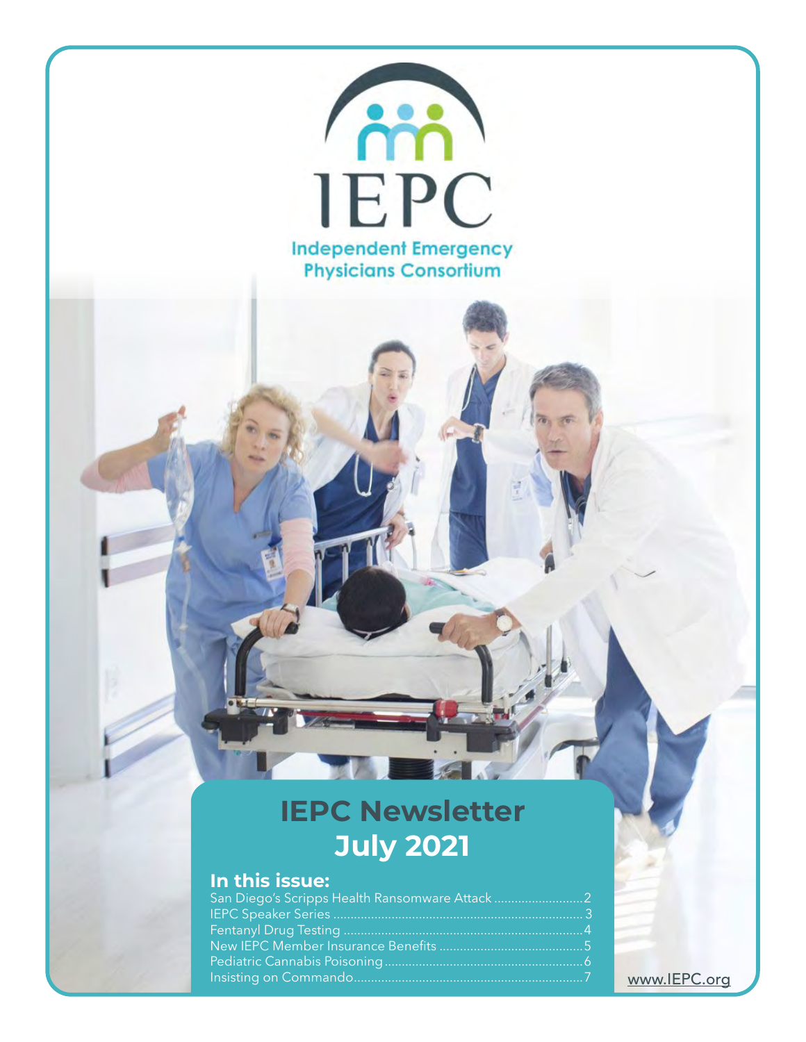# IEPC

**Independent Emergency Physicians Consortium**

## IEPC Newsletter
## July 2021

### In this issue:

- San Diego's Scripps Health Ransomware Attack ........ 2
- IEPC Speaker Series ........ 3
- Fentanyl Drug Testing ........ 4
- New IEPC Member Insurance Benefits ........ 5
- Pediatric Cannabis Poisoning ........ 6
- Insisting on Commando ........ 7

www.IEPC.org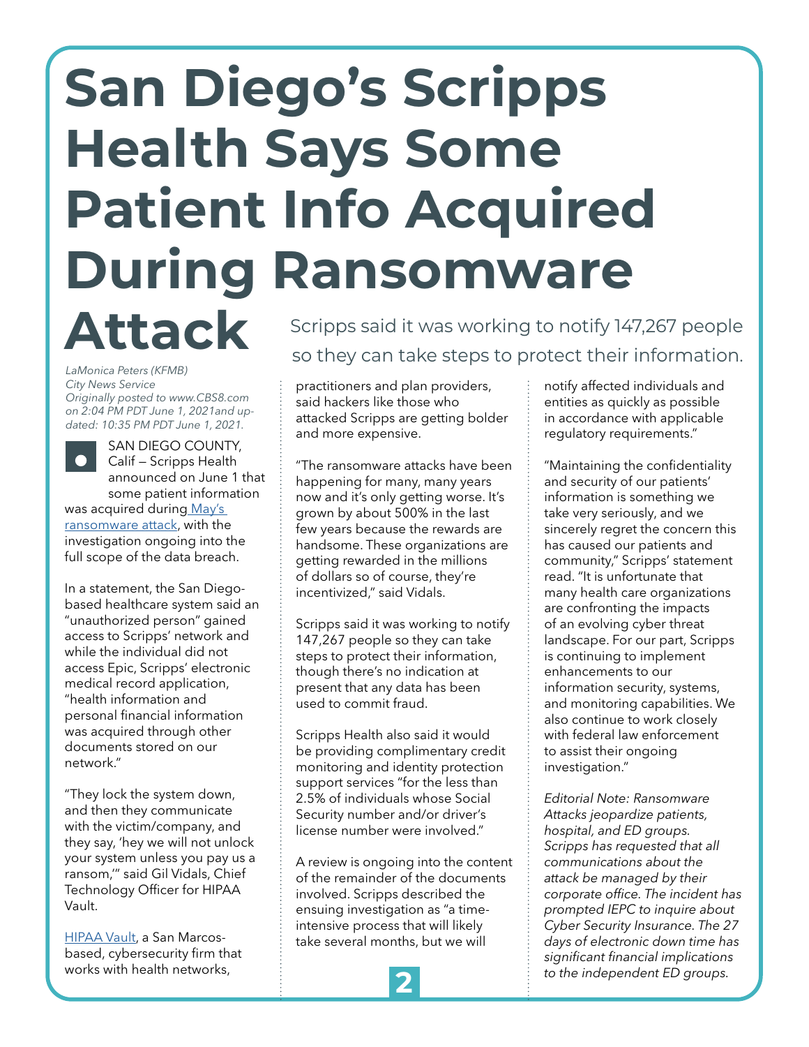# San Diego's Scripps Health Says Some Patient Info Acquired During Ransomware Attack

Scripps said it was working to notify 147,267 people so they can take steps to protect their information.

*LaMonica Peters (KFMB)*
*City News Service*
*Originally posted to www.CBS8.com on 2:04 PM PDT June 1, 2021and updated: 10:35 PM PDT June 1, 2021.*

SAN DIEGO COUNTY, Calif — Scripps Health announced on June 1 that some patient information was acquired during May's ransomware attack, with the investigation ongoing into the full scope of the data breach.

In a statement, the San Diego-based healthcare system said an "unauthorized person" gained access to Scripps' network and while the individual did not access Epic, Scripps' electronic medical record application, "health information and personal financial information was acquired through other documents stored on our network."

"They lock the system down, and then they communicate with the victim/company, and they say, 'hey we will not unlock your system unless you pay us a ransom,'" said Gil Vidals, Chief Technology Officer for HIPAA Vault.

HIPAA Vault, a San Marcos-based, cybersecurity firm that works with health networks, practitioners and plan providers, said hackers like those who attacked Scripps are getting bolder and more expensive.

"The ransomware attacks have been happening for many, many years now and it's only getting worse. It's grown by about 500% in the last few years because the rewards are handsome. These organizations are getting rewarded in the millions of dollars so of course, they're incentivized," said Vidals.

Scripps said it was working to notify 147,267 people so they can take steps to protect their information, though there's no indication at present that any data has been used to commit fraud.

Scripps Health also said it would be providing complimentary credit monitoring and identity protection support services "for the less than 2.5% of individuals whose Social Security number and/or driver's license number were involved."

A review is ongoing into the content of the remainder of the documents involved. Scripps described the ensuing investigation as "a time-intensive process that will likely take several months, but we will notify affected individuals and entities as quickly as possible in accordance with applicable regulatory requirements."

"Maintaining the confidentiality and security of our patients' information is something we take very seriously, and we sincerely regret the concern this has caused our patients and community," Scripps' statement read. "It is unfortunate that many health care organizations are confronting the impacts of an evolving cyber threat landscape. For our part, Scripps is continuing to implement enhancements to our information security, systems, and monitoring capabilities. We also continue to work closely with federal law enforcement to assist their ongoing investigation."

*Editorial Note: Ransomware Attacks jeopardize patients, hospital, and ED groups. Scripps has requested that all communications about the attack be managed by their corporate office. The incident has prompted IEPC to inquire about Cyber Security Insurance. The 27 days of electronic down time has significant financial implications to the independent ED groups.*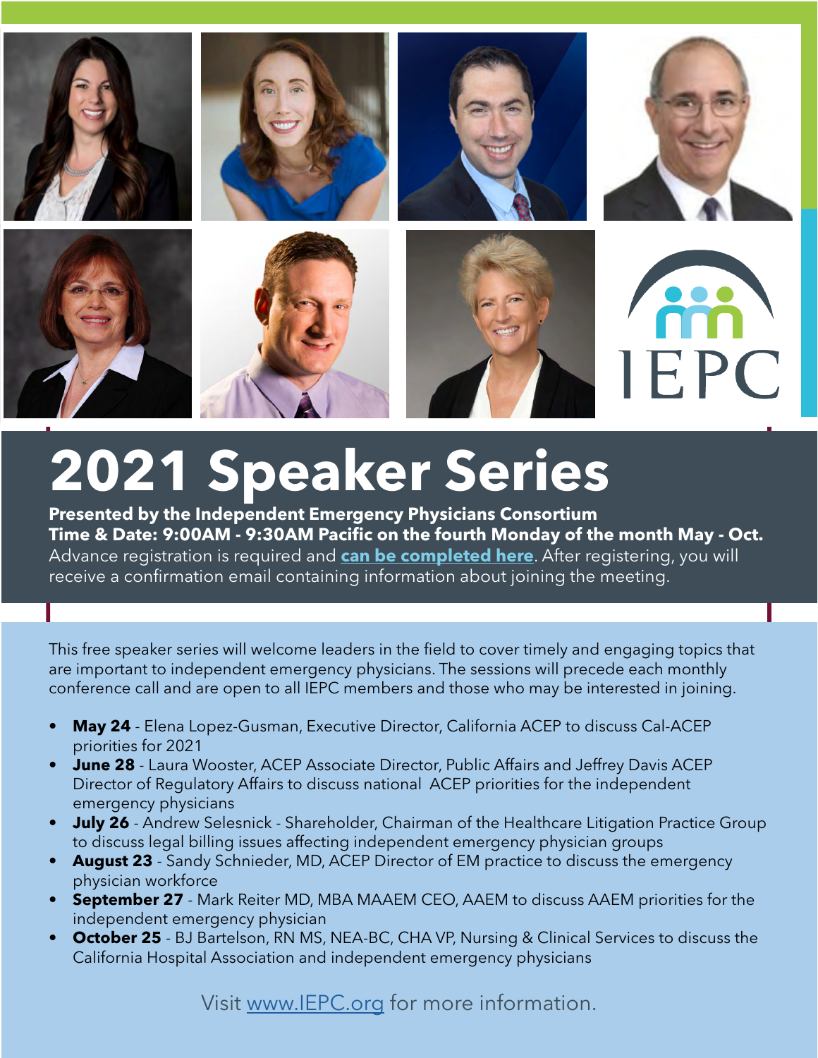IEPC

# 2021 Speaker Series

**Presented by the Independent Emergency Physicians Consortium**
**Time & Date: 9:00AM - 9:30AM Pacific on the fourth Monday of the month May - Oct.**
Advance registration is required and **can be completed here**. After registering, you will receive a confirmation email containing information about joining the meeting.

This free speaker series will welcome leaders in the field to cover timely and engaging topics that are important to independent emergency physicians. The sessions will precede each monthly conference call and are open to all IEPC members and those who may be interested in joining.

- **May 24** - Elena Lopez-Gusman, Executive Director, California ACEP to discuss Cal-ACEP priorities for 2021
- **June 28** - Laura Wooster, ACEP Associate Director, Public Affairs and Jeffrey Davis ACEP Director of Regulatory Affairs to discuss national ACEP priorities for the independent emergency physicians
- **July 26** - Andrew Selesnick - Shareholder, Chairman of the Healthcare Litigation Practice Group to discuss legal billing issues affecting independent emergency physician groups
- **August 23** - Sandy Schnieder, MD, ACEP Director of EM practice to discuss the emergency physician workforce
- **September 27** - Mark Reiter MD, MBA MAAEM CEO, AAEM to discuss AAEM priorities for the independent emergency physician
- **October 25** - BJ Bartelson, RN MS, NEA-BC, CHA VP, Nursing & Clinical Services to discuss the California Hospital Association and independent emergency physicians

Visit www.IEPC.org for more information.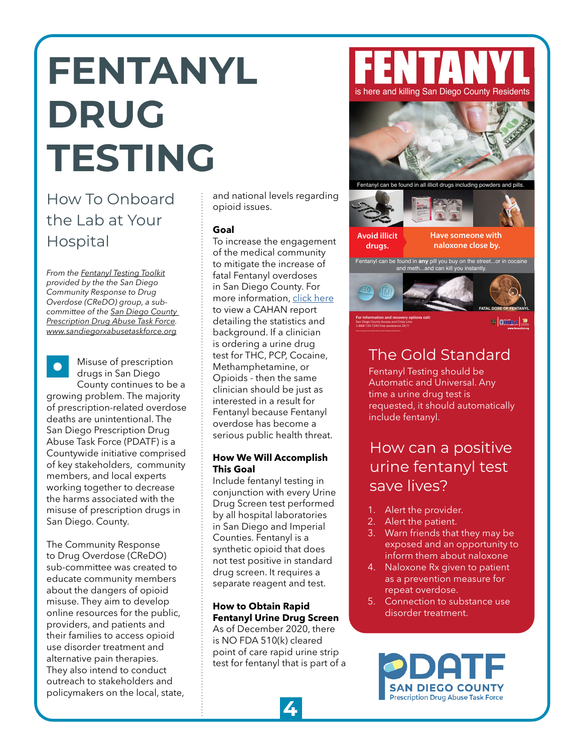# FENTANYL DRUG TESTING

## How To Onboard the Lab at Your Hospital

*From the Fentanyl Testing Toolkit provided by the the San Diego Community Response to Drug Overdose (CReDO) group, a sub-committee of the San Diego County Prescription Drug Abuse Task Force. www.sandiegorxabusetaskforce.org*

Misuse of prescription drugs in San Diego County continues to be a growing problem. The majority of prescription-related overdose deaths are unintentional. The San Diego Prescription Drug Abuse Task Force (PDATF) is a Countywide initiative comprised of key stakeholders, community members, and local experts working together to decrease the harms associated with the misuse of prescription drugs in San Diego. County.

The Community Response to Drug Overdose (CReDO) sub-committee was created to educate community members about the dangers of opioid misuse. They aim to develop online resources for the public, providers, and patients and their families to access opioid use disorder treatment and alternative pain therapies. They also intend to conduct outreach to stakeholders and policymakers on the local, state, and national levels regarding opioid issues.

**Goal**

To increase the engagement of the medical community to mitigate the increase of fatal Fentanyl overdoses in San Diego County. For more information, click here to view a CAHAN report detailing the statistics and background. If a clinician is ordering a urine drug test for THC, PCP, Cocaine, Methamphetamine, or Opioids - then the same clinician should be just as interested in a result for Fentanyl because Fentanyl overdose has become a serious public health threat.

**How We Will Accomplish This Goal**

Include fentanyl testing in conjunction with every Urine Drug Screen test performed by all hospital laboratories in San Diego and Imperial Counties. Fentanyl is a synthetic opioid that does not test positive in standard drug screen. It requires a separate reagent and test.

**How to Obtain Rapid Fentanyl Urine Drug Screen**

As of December 2020, there is NO FDA 510(k) cleared point of care rapid urine strip test for fentanyl that is part of a

## FENTANYL

is here and killing San Diego County Residents

Fentanyl can be found in all illicit drugs including powders and pills.

**Avoid illicit drugs.**

**Have someone with naloxone close by.**

Fentanyl can be found in **any** pill you buy on the street...or in cocaine and meth...and can kill you instantly.

FATAL DOSE OF FENTANYL

For information and recovery options call: San Diego County Access and Crisis Line: 1-888-724-7240 free assistance 24/7.

## The Gold Standard

Fentanyl Testing should be Automatic and Universal. Any time a urine drug test is requested, it should automatically include fentanyl.

## How can a positive urine fentanyl test save lives?

1. Alert the provider.
2. Alert the patient.
3. Warn friends that they may be exposed and an opportunity to inform them about naloxone
4. Naloxone Rx given to patient as a prevention measure for repeat overdose.
5. Connection to substance use disorder treatment.

PDATF SAN DIEGO COUNTY Prescription Drug Abuse Task Force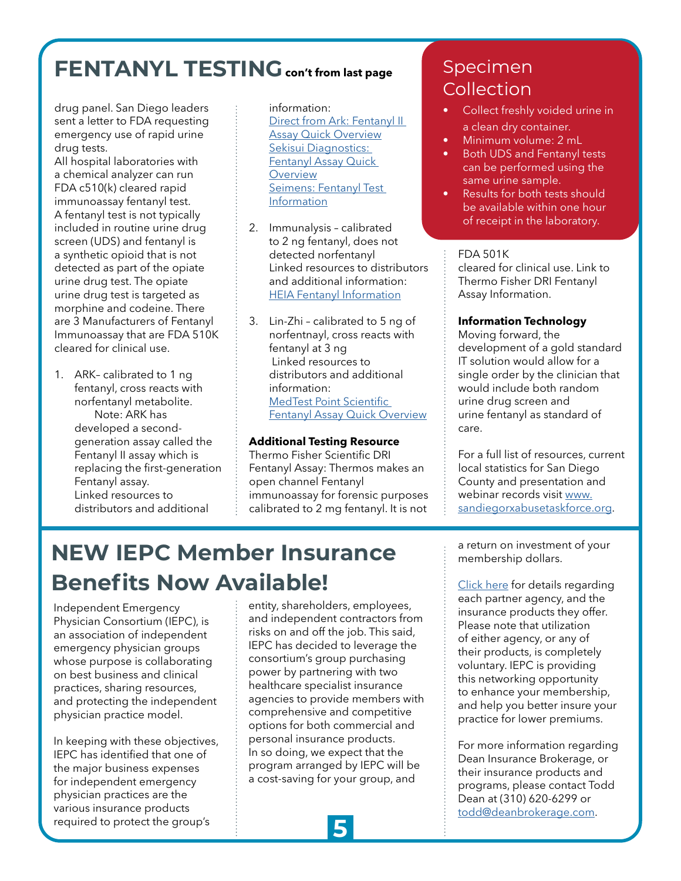# FENTANYL TESTING con't from last page

drug panel. San Diego leaders sent a letter to FDA requesting emergency use of rapid urine drug tests.

All hospital laboratories with a chemical analyzer can run FDA c510(k) cleared rapid immunoassay fentanyl test.

A fentanyl test is not typically included in routine urine drug screen (UDS) and fentanyl is a synthetic opioid that is not detected as part of the opiate urine drug test. The opiate urine drug test is targeted as morphine and codeine. There are 3 Manufacturers of Fentanyl Immunoassay that are FDA 510K cleared for clinical use.

1. ARK– calibrated to 1 ng fentanyl, cross reacts with norfentanyl metabolite.
   Note: ARK has developed a second-generation assay called the Fentanyl II assay which is replacing the first-generation Fentanyl assay.
   Linked resources to distributors and additional information:
   Direct from Ark: Fentanyl II Assay Quick Overview
   Sekisui Diagnostics: Fentanyl Assay Quick Overview
   Seimens: Fentanyl Test Information

2. Immunalysis – calibrated to 2 ng fentanyl, does not detected norfentanyl
   Linked resources to distributors and additional information:
   HEIA Fentanyl Information

3. Lin-Zhi – calibrated to 5 ng of norfentnayl, cross reacts with fentanyl at 3 ng
   Linked resources to distributors and additional information:
   MedTest Point Scientific Fentanyl Assay Quick Overview

**Additional Testing Resource**

Thermo Fisher Scientific DRI Fentanyl Assay: Thermos makes an open channel Fentanyl immunoassay for forensic purposes calibrated to 2 mg fentanyl. It is not FDA 501K cleared for clinical use. Link to Thermo Fisher DRI Fentanyl Assay Information.

**Information Technology**

Moving forward, the development of a gold standard IT solution would allow for a single order by the clinician that would include both random urine drug screen and urine fentanyl as standard of care.

For a full list of resources, current local statistics for San Diego County and presentation and webinar records visit www.sandiegorxabusetaskforce.org.

## Specimen Collection

- Collect freshly voided urine in a clean dry container.
- Minimum volume: 2 mL
- Both UDS and Fentanyl tests can be performed using the same urine sample.
- Results for both tests should be available within one hour of receipt in the laboratory.

# NEW IEPC Member Insurance Benefits Now Available!

Independent Emergency Physician Consortium (IEPC), is an association of independent emergency physician groups whose purpose is collaborating on best business and clinical practices, sharing resources, and protecting the independent physician practice model.

In keeping with these objectives, IEPC has identified that one of the major business expenses for independent emergency physician practices are the various insurance products required to protect the group's entity, shareholders, employees, and independent contractors from risks on and off the job. This said, IEPC has decided to leverage the consortium's group purchasing power by partnering with two healthcare specialist insurance agencies to provide members with comprehensive and competitive options for both commercial and personal insurance products.

In so doing, we expect that the program arranged by IEPC will be a cost-saving for your group, and a return on investment of your membership dollars.

Click here for details regarding each partner agency, and the insurance products they offer. Please note that utilization of either agency, or any of their products, is completely voluntary. IEPC is providing this networking opportunity to enhance your membership, and help you better insure your practice for lower premiums.

For more information regarding Dean Insurance Brokerage, or their insurance products and programs, please contact Todd Dean at (310) 620-6299 or todd@deanbrokerage.com.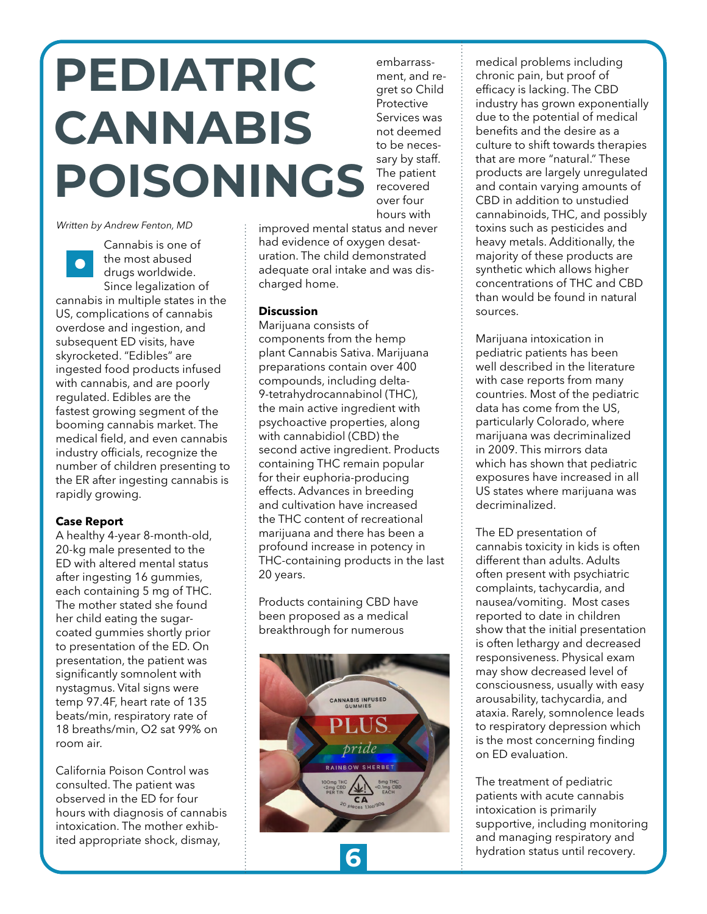# PEDIATRIC CANNABIS POISONINGS

*Written by Andrew Fenton, MD*

Cannabis is one of the most abused drugs worldwide. Since legalization of cannabis in multiple states in the US, complications of cannabis overdose and ingestion, and subsequent ED visits, have skyrocketed. "Edibles" are ingested food products infused with cannabis, and are poorly regulated. Edibles are the fastest growing segment of the booming cannabis market. The medical field, and even cannabis industry officials, recognize the number of children presenting to the ER after ingesting cannabis is rapidly growing.

**Case Report**

A healthy 4-year 8-month-old, 20-kg male presented to the ED with altered mental status after ingesting 16 gummies, each containing 5 mg of THC. The mother stated she found her child eating the sugar-coated gummies shortly prior to presentation of the ED. On presentation, the patient was significantly somnolent with nystagmus. Vital signs were temp 97.4F, heart rate of 135 beats/min, respiratory rate of 18 breaths/min, O2 sat 99% on room air.

California Poison Control was consulted. The patient was observed in the ED for four hours with diagnosis of cannabis intoxication. The mother exhibited appropriate shock, dismay, embarrassment, and regret so Child Protective Services was not deemed to be necessary by staff. The patient recovered over four hours with improved mental status and never had evidence of oxygen desaturation. The child demonstrated adequate oral intake and was discharged home.

**Discussion**

Marijuana consists of components from the hemp plant Cannabis Sativa. Marijuana preparations contain over 400 compounds, including delta-9-tetrahydrocannabinol (THC), the main active ingredient with psychoactive properties, along with cannabidiol (CBD) the second active ingredient. Products containing THC remain popular for their euphoria-producing effects. Advances in breeding and cultivation have increased the THC content of recreational marijuana and there has been a profound increase in potency in THC-containing products in the last 20 years.

Products containing CBD have been proposed as a medical breakthrough for numerous medical problems including chronic pain, but proof of efficacy is lacking. The CBD industry has grown exponentially due to the potential of medical benefits and the desire as a culture to shift towards therapies that are more "natural." These products are largely unregulated and contain varying amounts of CBD in addition to unstudied cannabinoids, THC, and possibly toxins such as pesticides and heavy metals. Additionally, the majority of these products are synthetic which allows higher concentrations of THC and CBD than would be found in natural sources.

Marijuana intoxication in pediatric patients has been well described in the literature with case reports from many countries. Most of the pediatric data has come from the US, particularly Colorado, where marijuana was decriminalized in 2009. This mirrors data which has shown that pediatric exposures have increased in all US states where marijuana was decriminalized.

The ED presentation of cannabis toxicity in kids is often different than adults. Adults often present with psychiatric complaints, tachycardia, and nausea/vomiting. Most cases reported to date in children show that the initial presentation is often lethargy and decreased responsiveness. Physical exam may show decreased level of consciousness, usually with easy arousability, tachycardia, and ataxia. Rarely, somnolence leads to respiratory depression which is the most concerning finding on ED evaluation.

The treatment of pediatric patients with acute cannabis intoxication is primarily supportive, including monitoring and managing respiratory and hydration status until recovery.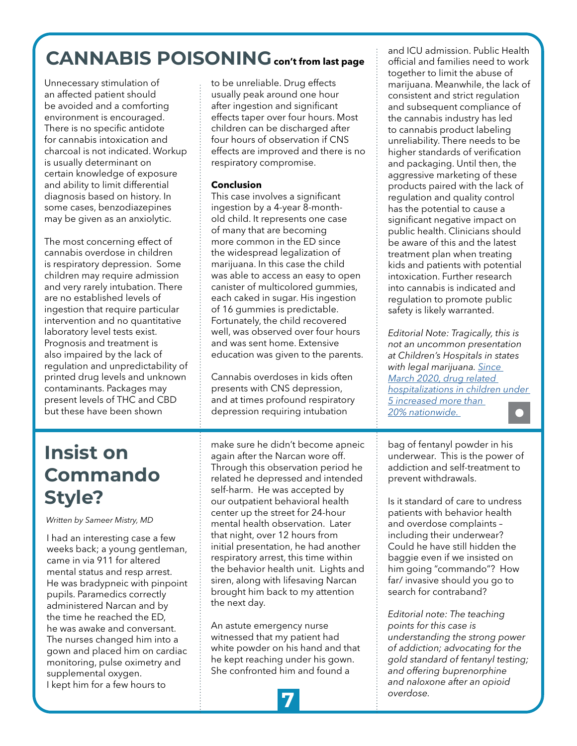# CANNABIS POISONING con't from last page

Unnecessary stimulation of an affected patient should be avoided and a comforting environment is encouraged. There is no specific antidote for cannabis intoxication and charcoal is not indicated. Workup is usually determinant on certain knowledge of exposure and ability to limit differential diagnosis based on history. In some cases, benzodiazepines may be given as an anxiolytic.

The most concerning effect of cannabis overdose in children is respiratory depression. Some children may require admission and very rarely intubation. There are no established levels of ingestion that require particular intervention and no quantitative laboratory level tests exist. Prognosis and treatment is also impaired by the lack of regulation and unpredictability of printed drug levels and unknown contaminants. Packages may present levels of THC and CBD but these have been shown to be unreliable. Drug effects usually peak around one hour after ingestion and significant effects taper over four hours. Most children can be discharged after four hours of observation if CNS effects are improved and there is no respiratory compromise.

**Conclusion**

This case involves a significant ingestion by a 4-year 8-month-old child. It represents one case of many that are becoming more common in the ED since the widespread legalization of marijuana. In this case the child was able to access an easy to open canister of multicolored gummies, each caked in sugar. His ingestion of 16 gummies is predictable. Fortunately, the child recovered well, was observed over four hours and was sent home. Extensive education was given to the parents.

Cannabis overdoses in kids often presents with CNS depression, and at times profound respiratory depression requiring intubation and ICU admission. Public Health official and families need to work together to limit the abuse of marijuana. Meanwhile, the lack of consistent and strict regulation and subsequent compliance of the cannabis industry has led to cannabis product labeling unreliability. There needs to be higher standards of verification and packaging. Until then, the aggressive marketing of these products paired with the lack of regulation and quality control has the potential to cause a significant negative impact on public health. Clinicians should be aware of this and the latest treatment plan when treating kids and patients with potential intoxication. Further research into cannabis is indicated and regulation to promote public safety is likely warranted.

*Editorial Note: Tragically, this is not an uncommon presentation at Children's Hospitals in states with legal marijuana. Since March 2020, drug related hospitalizations in children under 5 increased more than 20% nationwide.*

# Insist on Commando Style?

*Written by Sameer Mistry, MD*

I had an interesting case a few weeks back; a young gentleman, came in via 911 for altered mental status and resp arrest. He was bradypneic with pinpoint pupils. Paramedics correctly administered Narcan and by the time he reached the ED, he was awake and conversant. The nurses changed him into a gown and placed him on cardiac monitoring, pulse oximetry and supplemental oxygen.
I kept him for a few hours to make sure he didn't become apneic again after the Narcan wore off. Through this observation period he related he depressed and intended self-harm. He was accepted by our outpatient behavioral health center up the street for 24-hour mental health observation. Later that night, over 12 hours from initial presentation, he had another respiratory arrest, this time within the behavior health unit. Lights and siren, along with lifesaving Narcan brought him back to my attention the next day.

An astute emergency nurse witnessed that my patient had white powder on his hand and that he kept reaching under his gown. She confronted him and found a bag of fentanyl powder in his underwear. This is the power of addiction and self-treatment to prevent withdrawals.

Is it standard of care to undress patients with behavior health and overdose complaints – including their underwear? Could he have still hidden the baggie even if we insisted on him going "commando"? How far/ invasive should you go to search for contraband?

*Editorial note: The teaching points for this case is understanding the strong power of addiction; advocating for the gold standard of fentanyl testing; and offering buprenorphine and naloxone after an opioid overdose.*